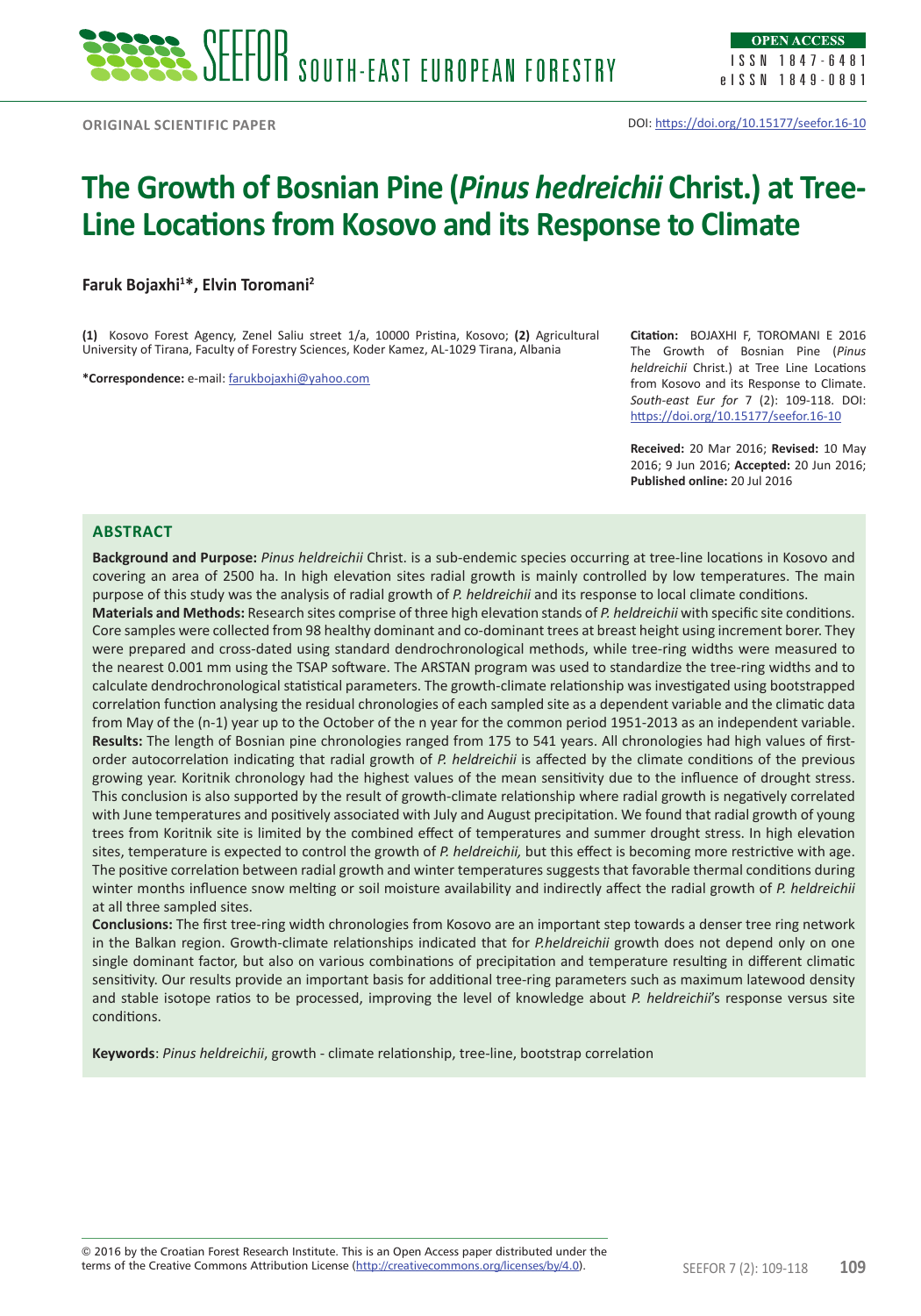ORIGINAL SCIENTIFIC PAPER

DOI: https://doi.org/10.15177/seefor.16-10

# The Growth of Bosnian Pine (*Pinus hedreichii* Christ.) at Tree-Line Locations from Kosovo and its Response to Climate

**Faruk Bojaxhi[1]*, Elvin Toromani[2]**

**(1)** Kosovo Forest Agency, Zenel Saliu street 1/a, 10000 Pristina, Kosovo; **(2)** Agricultural University of Tirana, Faculty of Forestry Sciences, Koder Kamez, AL-1029 Tirana, Albania

**\*Correspondence:** e-mail: farukbojaxhi@yahoo.com

**Citation:** BOJAXHI F, TOROMANI E 2016 The Growth of Bosnian Pine (*Pinus heldreichii* Christ.) at Tree Line Locations from Kosovo and its Response to Climate. *South-east Eur for* 7 (2): 109-118. DOI: https://doi.org/10.15177/seefor.16-10

**Received:** 20 Mar 2016; **Revised:** 10 May 2016; 9 Jun 2016; **Accepted:** 20 Jun 2016; **Published online:** 20 Jul 2016

## ABSTRACT

**Background and Purpose:** *Pinus heldreichii* Christ. is a sub-endemic species occurring at tree-line locations in Kosovo and covering an area of 2500 ha. In high elevation sites radial growth is mainly controlled by low temperatures. The main purpose of this study was the analysis of radial growth of *P. heldreichii* and its response to local climate conditions.

**Materials and Methods:** Research sites comprise of three high elevation stands of *P. heldreichii* with specific site conditions. Core samples were collected from 98 healthy dominant and co-dominant trees at breast height using increment borer. They were prepared and cross-dated using standard dendrochronological methods, while tree-ring widths were measured to the nearest 0.001 mm using the TSAP software. The ARSTAN program was used to standardize the tree-ring widths and to calculate dendrochronological statistical parameters. The growth-climate relationship was investigated using bootstrapped correlation function analysing the residual chronologies of each sampled site as a dependent variable and the climatic data from May of the (n-1) year up to the October of the n year for the common period 1951-2013 as an independent variable.

**Results:** The length of Bosnian pine chronologies ranged from 175 to 541 years. All chronologies had high values of first-order autocorrelation indicating that radial growth of *P. heldreichii* is affected by the climate conditions of the previous growing year. Koritnik chronology had the highest values of the mean sensitivity due to the influence of drought stress. This conclusion is also supported by the result of growth-climate relationship where radial growth is negatively correlated with June temperatures and positively associated with July and August precipitation. We found that radial growth of young trees from Koritnik site is limited by the combined effect of temperatures and summer drought stress. In high elevation sites, temperature is expected to control the growth of *P. heldreichii,* but this effect is becoming more restrictive with age. The positive correlation between radial growth and winter temperatures suggests that favorable thermal conditions during winter months influence snow melting or soil moisture availability and indirectly affect the radial growth of *P. heldreichii* at all three sampled sites.

**Conclusions:** The first tree-ring width chronologies from Kosovo are an important step towards a denser tree ring network in the Balkan region. Growth-climate relationships indicated that for *P.heldreichii* growth does not depend only on one single dominant factor, but also on various combinations of precipitation and temperature resulting in different climatic sensitivity. Our results provide an important basis for additional tree-ring parameters such as maximum latewood density and stable isotope ratios to be processed, improving the level of knowledge about *P. heldreichii*'s response versus site conditions.

**Keywords**: *Pinus heldreichii*, growth - climate relationship, tree-line, bootstrap correlation

© 2016 by the Croatian Forest Research Institute. This is an Open Access paper distributed under the terms of the Creative Commons Attribution License (http://creativecommons.org/licenses/by/4.0).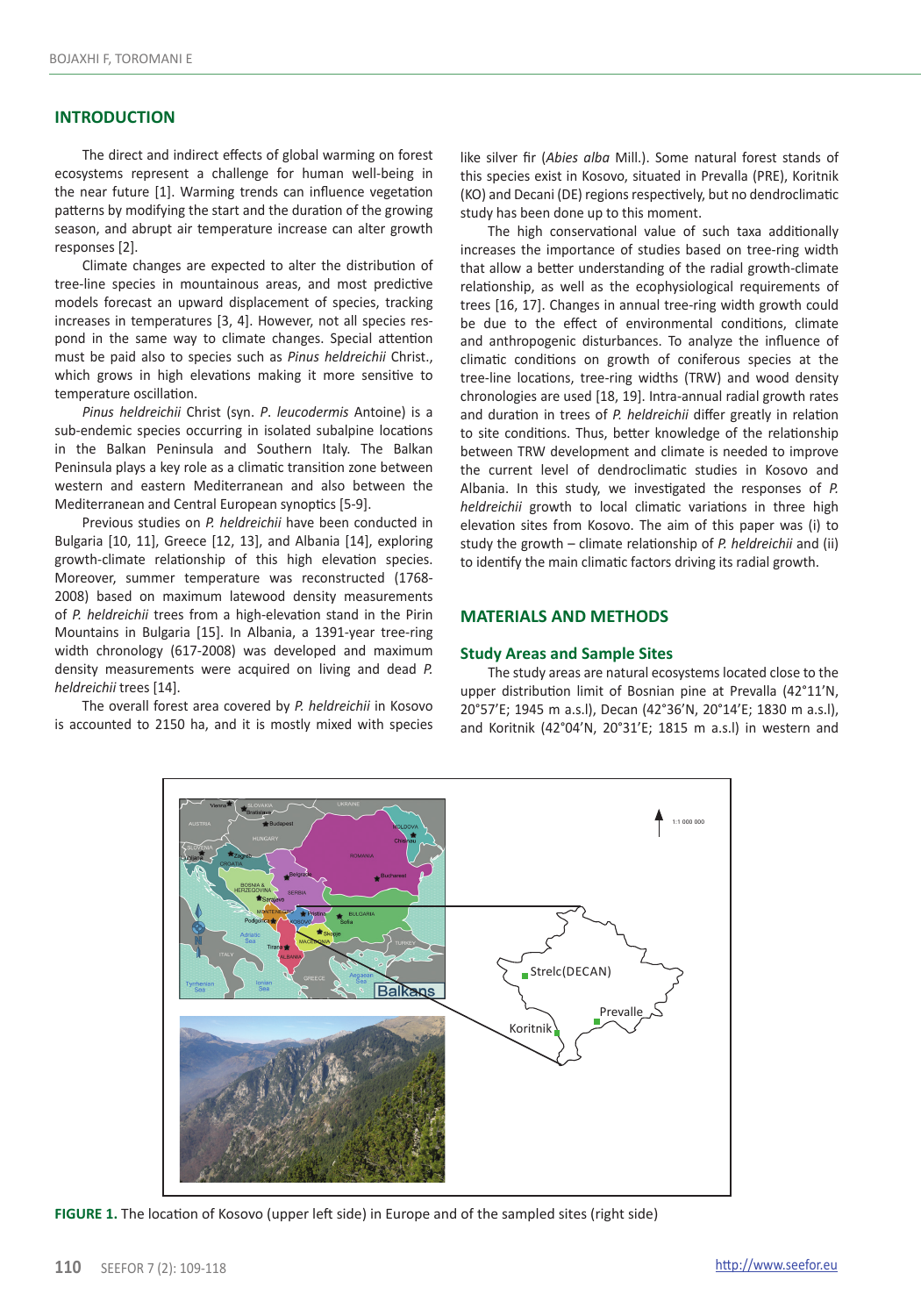## INTRODUCTION

The direct and indirect effects of global warming on forest ecosystems represent a challenge for human well-being in the near future [1]. Warming trends can influence vegetation patterns by modifying the start and the duration of the growing season, and abrupt air temperature increase can alter growth responses [2].

Climate changes are expected to alter the distribution of tree-line species in mountainous areas, and most predictive models forecast an upward displacement of species, tracking increases in temperatures [3, 4]. However, not all species respond in the same way to climate changes. Special attention must be paid also to species such as *Pinus heldreichii* Christ., which grows in high elevations making it more sensitive to temperature oscillation.

*Pinus heldreichii* Christ (syn. *P. leucodermis* Antoine) is a sub-endemic species occurring in isolated subalpine locations in the Balkan Peninsula and Southern Italy. The Balkan Peninsula plays a key role as a climatic transition zone between western and eastern Mediterranean and also between the Mediterranean and Central European synoptics [5-9].

Previous studies on *P. heldreichii* have been conducted in Bulgaria [10, 11], Greece [12, 13], and Albania [14], exploring growth-climate relationship of this high elevation species. Moreover, summer temperature was reconstructed (1768-2008) based on maximum latewood density measurements of *P. heldreichii* trees from a high-elevation stand in the Pirin Mountains in Bulgaria [15]. In Albania, a 1391-year tree-ring width chronology (617-2008) was developed and maximum density measurements were acquired on living and dead *P. heldreichii* trees [14].

The overall forest area covered by *P. heldreichii* in Kosovo is accounted to 2150 ha, and it is mostly mixed with species like silver fir (*Abies alba* Mill.). Some natural forest stands of this species exist in Kosovo, situated in Prevalla (PRE), Koritnik (KO) and Decani (DE) regions respectively, but no dendroclimatic study has been done up to this moment.

The high conservational value of such taxa additionally increases the importance of studies based on tree-ring width that allow a better understanding of the radial growth-climate relationship, as well as the ecophysiological requirements of trees [16, 17]. Changes in annual tree-ring width growth could be due to the effect of environmental conditions, climate and anthropogenic disturbances. To analyze the influence of climatic conditions on growth of coniferous species at the tree-line locations, tree-ring widths (TRW) and wood density chronologies are used [18, 19]. Intra-annual radial growth rates and duration in trees of *P. heldreichii* differ greatly in relation to site conditions. Thus, better knowledge of the relationship between TRW development and climate is needed to improve the current level of dendroclimatic studies in Kosovo and Albania. In this study, we investigated the responses of *P. heldreichii* growth to local climatic variations in three high elevation sites from Kosovo. The aim of this paper was (i) to study the growth – climate relationship of *P. heldreichii* and (ii) to identify the main climatic factors driving its radial growth.

## MATERIALS AND METHODS

### Study Areas and Sample Sites

The study areas are natural forest ecosystems located close to the upper distribution limit of Bosnian pine at Prevalla (42°11'N, 20°57'E; 1945 m a.s.l), Decan (42°36'N, 20°14'E; 1830 m a.s.l), and Koritnik (42°04'N, 20°31'E; 1815 m a.s.l) in western and

**FIGURE 1.** The location of Kosovo (upper left side) in Europe and of the sampled sites (right side)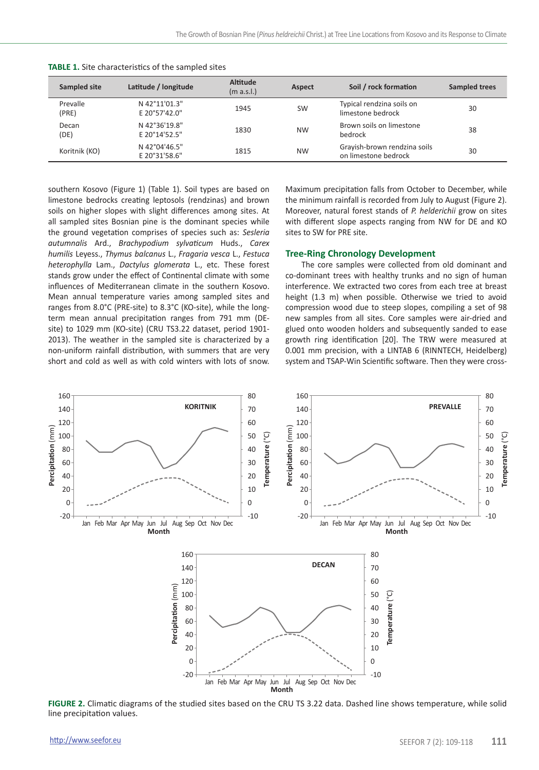**TABLE 1.** Site characteristics of the sampled sites

| Sampled site | Latitude / longitude | Altitude (m a.s.l.) | Aspect | Soil / rock formation | Sampled trees |
|---|---|---|---|---|---|
| Prevalle (PRE) | N 42°11'01.3" E 20°57'42.0" | 1945 | SW | Typical rendzina soils on limestone bedrock | 30 |
| Decan (DE) | N 42°36'19.8" E 20°14'52.5" | 1830 | NW | Brown soils on limestone bedrock | 38 |
| Koritnik (KO) | N 42°04'46.5" E 20°31'58.6" | 1815 | NW | Grayish-brown rendzina soils on limestone bedrock | 30 |

southern Kosovo (Figure 1) (Table 1). Soil types are based on limestone bedrocks creating leptosols (rendzinas) and brown soils on higher slopes with slight differences among sites. At all sampled sites Bosnian pine is the dominant species while the ground vegetation comprises of species such as: *Sesleria autumnalis* Ard., *Brachypodium sylvaticum* Huds., *Carex humilis* Leyess., *Thymus balcanus* L., *Fragaria vesca* L., *Festuca heterophylla* Lam., *Dactylus glomerata* L., etc. These forest stands grow under the effect of Continental climate with some influences of Mediterranean climate in the southern Kosovo. Mean annual temperature varies among sampled sites and ranges from 8.0°C (PRE-site) to 8.3°C (KO-site), while the long-term mean annual precipitation ranges from 791 mm (DE-site) to 1029 mm (KO-site) (CRU TS3.22 dataset, period 1901-2013). The weather in the sampled site is characterized by a non-uniform rainfall distribution, with summers that are very short and cold as well as with cold winters with lots of snow.

Maximum precipitation falls from October to December, while the minimum rainfall is recorded from July to August (Figure 2). Moreover, natural forest stands of *P. helderichii* grow on sites with different slope aspects ranging from NW for DE and KO sites to SW for PRE site.

## Tree-Ring Chronology Development

The core samples were collected from old dominant and co-dominant trees with healthy trunks and no sign of human interference. We extracted two cores from each tree at breast height (1.3 m) when possible. Otherwise we tried to avoid compression wood due to steep slopes, compiling a set of 98 new samples from all sites. Core samples were air-dried and glued onto wooden holders and subsequently sanded to ease growth ring identification [20]. The TRW were measured at 0.001 mm precision, with a LINTAB 6 (RINNTECH, Heidelberg) system and TSAP-Win Scientific software. Then they were cross-

**FIGURE 2.** Climatic diagrams of the studied sites based on the CRU TS 3.22 data. Dashed line shows temperature, while solid line precipitation values.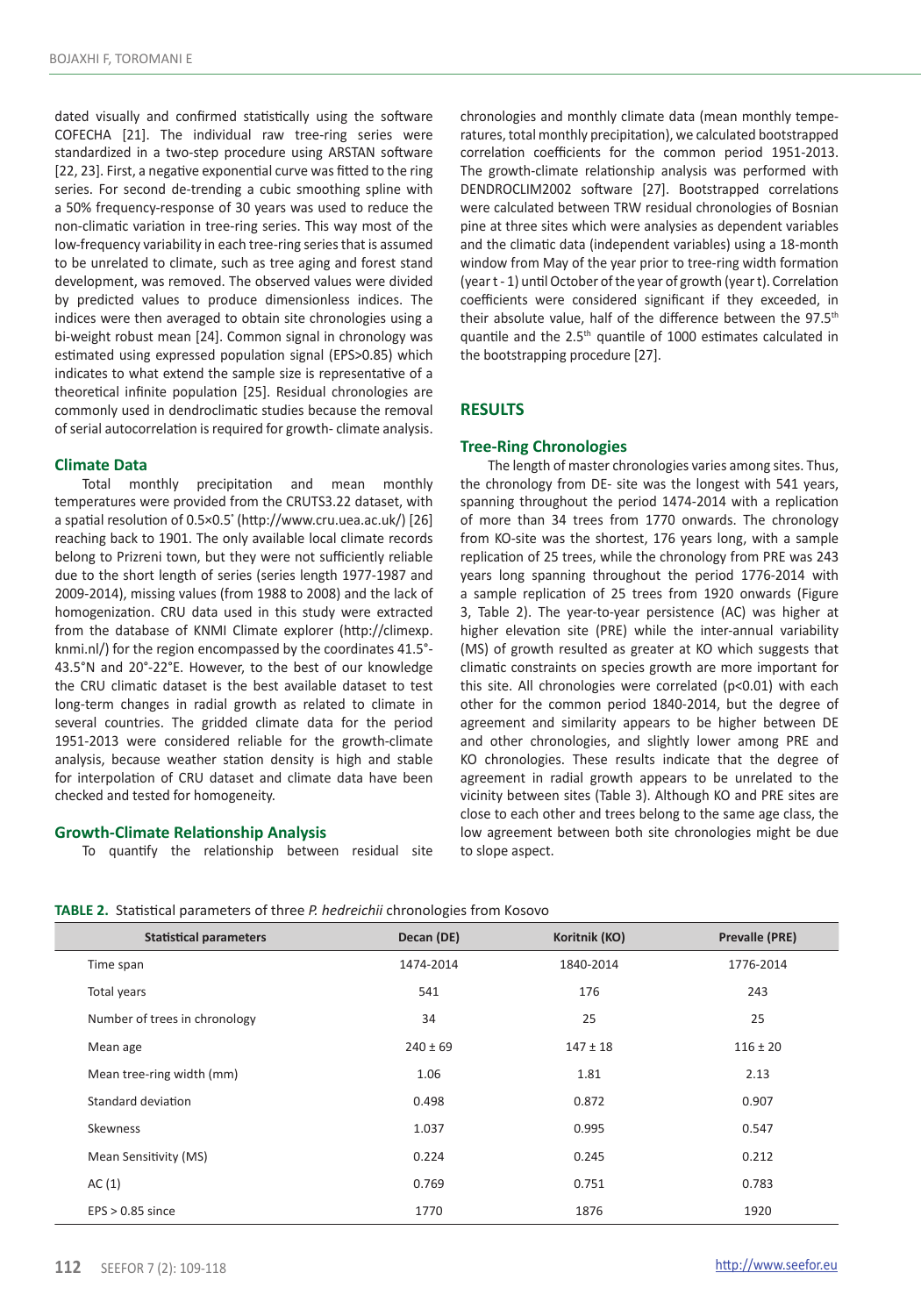dated visually and confirmed statistically using the software COFECHA [21]. The individual raw tree-ring series were standardized in a two-step procedure using ARSTAN software [22, 23]. First, a negative exponential curve was fitted to the ring series. For second de-trending a cubic smoothing spline with a 50% frequency-response of 30 years was used to reduce the non-climatic variation in tree-ring series. This way most of the low-frequency variability in each tree-ring series that is assumed to be unrelated to climate, such as tree aging and forest stand development, was removed. The observed values were divided by predicted values to produce dimensionless indices. The indices were then averaged to obtain site chronologies using a bi-weight robust mean [24]. Common signal in chronology was estimated using expressed population signal (EPS>0.85) which indicates to what extend the sample size is representative of a theoretical infinite population [25]. Residual chronologies are commonly used in dendroclimatic studies because the removal of serial autocorrelation is required for growth- climate analysis.

### Climate Data

Total monthly precipitation and mean monthly temperatures were provided from the CRUTS3.22 dataset, with a spatial resolution of 0.5×0.5˚ (http://www.cru.uea.ac.uk/) [26] reaching back to 1901. The only available local climate records belong to Prizreni town, but they were not sufficiently reliable due to the short length of series (series length 1977-1987 and 2009-2014), missing values (from 1988 to 2008) and the lack of homogenization. CRU data used in this study were extracted from the database of KNMI Climate explorer (http://climexp.knmi.nl/) for the region encompassed by the coordinates 41.5°-43.5°N and 20°-22°E. However, to the best of our knowledge the CRU climatic dataset is the best available dataset to test long-term changes in radial growth as related to climate in several countries. The gridded climate data for the period 1951-2013 were considered reliable for the growth-climate analysis, because weather station density is high and stable for interpolation of CRU dataset and climate data have been checked and tested for homogeneity.

### Growth-Climate Relationship Analysis

To quantify the relationship between residual site chronologies and monthly climate data (mean monthly temperatures, total monthly precipitation), we calculated bootstrapped correlation coefficients for the common period 1951-2013. The growth-climate relationship analysis was performed with DENDROCLIM2002 software [27]. Bootstrapped correlations were calculated between TRW residual chronologies of Bosnian pine at three sites which were analysies as dependent variables and the climatic data (independent variables) using a 18-month window from May of the year prior to tree-ring width formation (year t - 1) until October of the year of growth (year t). Correlation coefficients were considered significant if they exceeded, in their absolute value, half of the difference between the 97.5th quantile and the 2.5th quantile of 1000 estimates calculated in the bootstrapping procedure [27].

## RESULTS

### Tree-Ring Chronologies

The length of master chronologies varies among sites. Thus, the chronology from DE- site was the longest with 541 years, spanning throughout the period 1474-2014 with a replication of more than 34 trees from 1770 onwards. The chronology from KO-site was the shortest, 176 years long, with a sample replication of 25 trees, while the chronology from PRE was 243 years long spanning throughout the period 1776-2014 with a sample replication of 25 trees from 1920 onwards (Figure 3, Table 2). The year-to-year persistence (AC) was higher at higher elevation site (PRE) while the inter-annual variability (MS) of growth resulted as greater at KO which suggests that climatic constraints on species growth are more important for this site. All chronologies were correlated (p<0.01) with each other for the common period 1840-2014, but the degree of agreement and similarity appears to be higher between DE and other chronologies, and slightly lower among PRE and KO chronologies. These results indicate that the degree of agreement in radial growth appears to be unrelated to the vicinity between sites (Table 3). Although KO and PRE sites are close to each other and trees belong to the same age class, the low agreement between both site chronologies might be due to slope aspect.

**TABLE 2.** Statistical parameters of three *P. hedreichii* chronologies from Kosovo

| Statistical parameters | Decan (DE) | Koritnik (KO) | Prevalle (PRE) |
|---|---|---|---|
| Time span | 1474-2014 | 1840-2014 | 1776-2014 |
| Total years | 541 | 176 | 243 |
| Number of trees in chronology | 34 | 25 | 25 |
| Mean age | 240 ± 69 | 147 ± 18 | 116 ± 20 |
| Mean tree-ring width (mm) | 1.06 | 1.81 | 2.13 |
| Standard deviation | 0.498 | 0.872 | 0.907 |
| Skewness | 1.037 | 0.995 | 0.547 |
| Mean Sensitivity (MS) | 0.224 | 0.245 | 0.212 |
| AC (1) | 0.769 | 0.751 | 0.783 |
| EPS > 0.85 since | 1770 | 1876 | 1920 |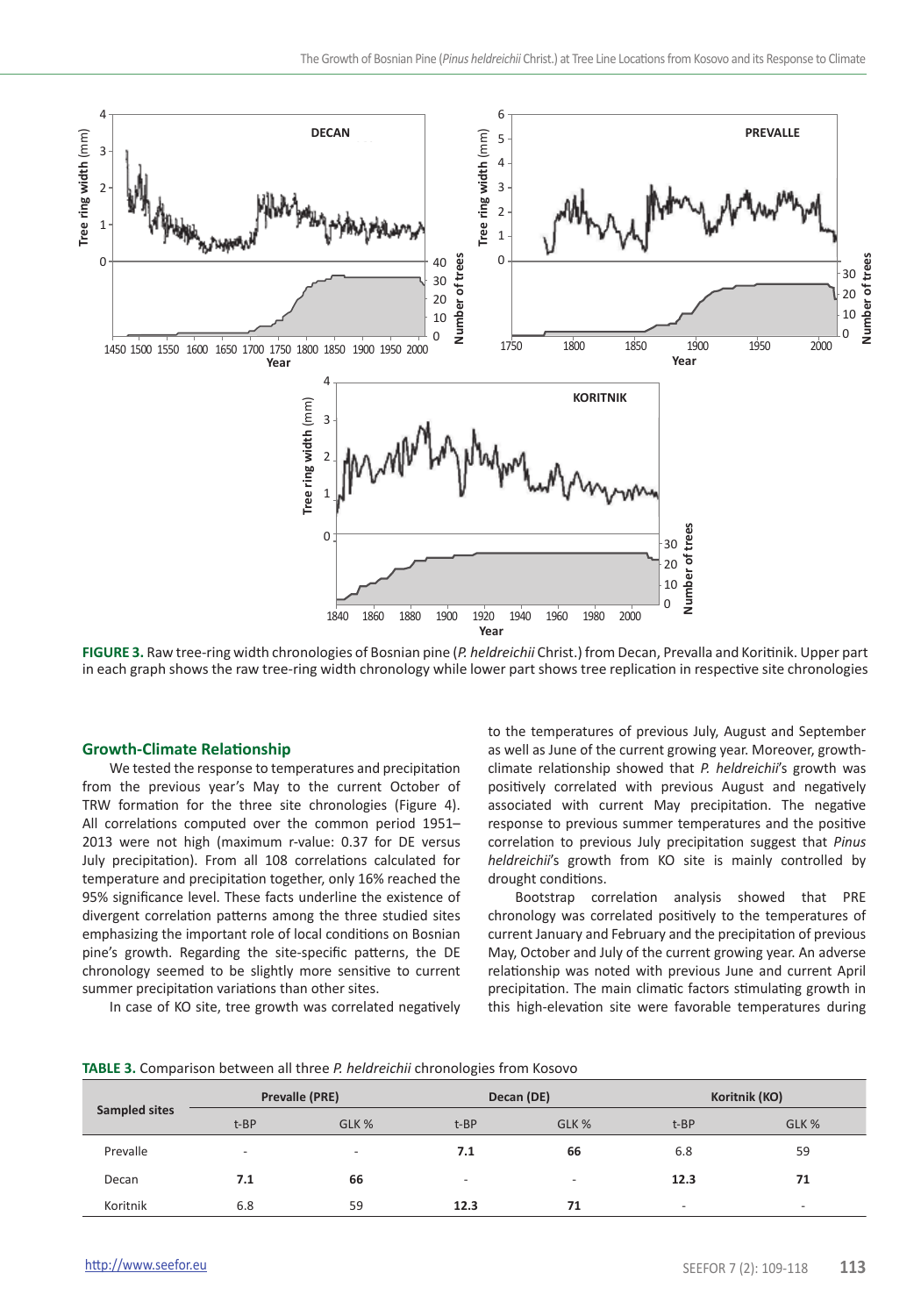**FIGURE 3.** Raw tree-ring width chronologies of Bosnian pine (*P. heldreichii* Christ.) from Decan, Prevalla and Koritnik. Upper part in each graph shows the raw tree-ring width chronology while lower part shows tree replication in respective site chronologies

## Growth-Climate Relationship

We tested the response to temperatures and precipitation from the previous year's May to the current October of TRW formation for the three site chronologies (Figure 4). All correlations computed over the common period 1951–2013 were not high (maximum r-value: 0.37 for DE versus July precipitation). From all 108 correlations calculated for temperature and precipitation together, only 16% reached the 95% significance level. These facts underline the existence of divergent correlation patterns among the three studied sites emphasizing the important role of local conditions on Bosnian pine's growth. Regarding the site-specific patterns, the DE chronology seemed to be slightly more sensitive to current summer precipitation variations than other sites.

In case of KO site, tree growth was correlated negatively to the temperatures of previous July, August and September as well as June of the current growing year. Moreover, growth-climate relationship showed that *P. heldreichii*'s growth was positively correlated with previous August and negatively associated with current May precipitation. The negative response to previous summer temperatures and the positive correlation to previous July precipitation suggest that *Pinus heldreichii*'s growth from KO site is mainly controlled by drought conditions.

Bootstrap correlation analysis showed that PRE chronology was correlated positively to the temperatures of current January and February and the precipitation of previous May, October and July of the current growing year. An adverse relationship was noted with previous June and current April precipitation. The main climatic factors stimulating growth in this high-elevation site were favorable temperatures during

**TABLE 3.** Comparison between all three *P. heldreichii* chronologies from Kosovo

| Sampled sites | Prevalle (PRE) | | Decan (DE) | | Koritnik (KO) | |
|---|---|---|---|---|---|---|
| | t-BP | GLK % | t-BP | GLK % | t-BP | GLK % |
| Prevalle | - | - | **7.1** | **66** | 6.8 | 59 |
| Decan | **7.1** | **66** | - | - | **12.3** | **71** |
| Koritnik | 6.8 | 59 | **12.3** | **71** | - | - |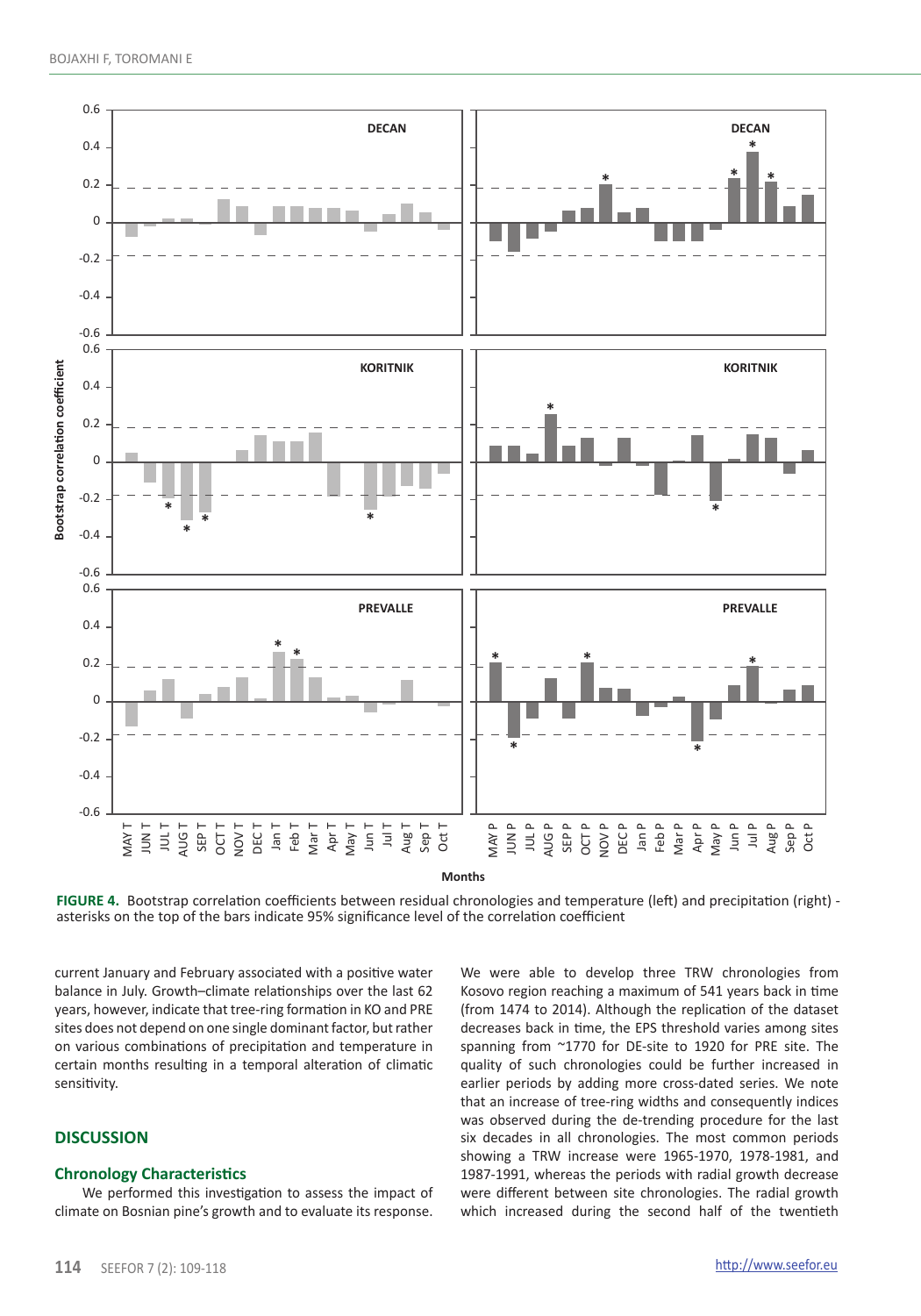**FIGURE 4.** Bootstrap correlation coefficients between residual chronologies and temperature (left) and precipitation (right) - asterisks on the top of the bars indicate 95% significance level of the correlation coefficient

current January and February associated with a positive water balance in July. Growth–climate relationships over the last 62 years, however, indicate that tree-ring formation in KO and PRE sites does not depend on one single dominant factor, but rather on various combinations of precipitation and temperature in certain months resulting in a temporal alteration of climatic sensitivity.

## DISCUSSION

### Chronology Characteristics

We performed this investigation to assess the impact of climate on Bosnian pine's growth and to evaluate its response. We were able to develop three TRW chronologies from Kosovo region reaching a maximum of 541 years back in time (from 1474 to 2014). Although the replication of the dataset decreases back in time, the EPS threshold varies among sites spanning from ~1770 for DE-site to 1920 for PRE site. The quality of such chronologies could be further increased in earlier periods by adding more cross-dated series. We note that an increase of tree-ring widths and consequently indices was observed during the de-trending procedure for the last six decades in all chronologies. The most common periods showing a TRW increase were 1965-1970, 1978-1981, and 1987-1991, whereas the periods with radial growth decrease were different between site chronologies. The radial growth which increased during the second half of the twentieth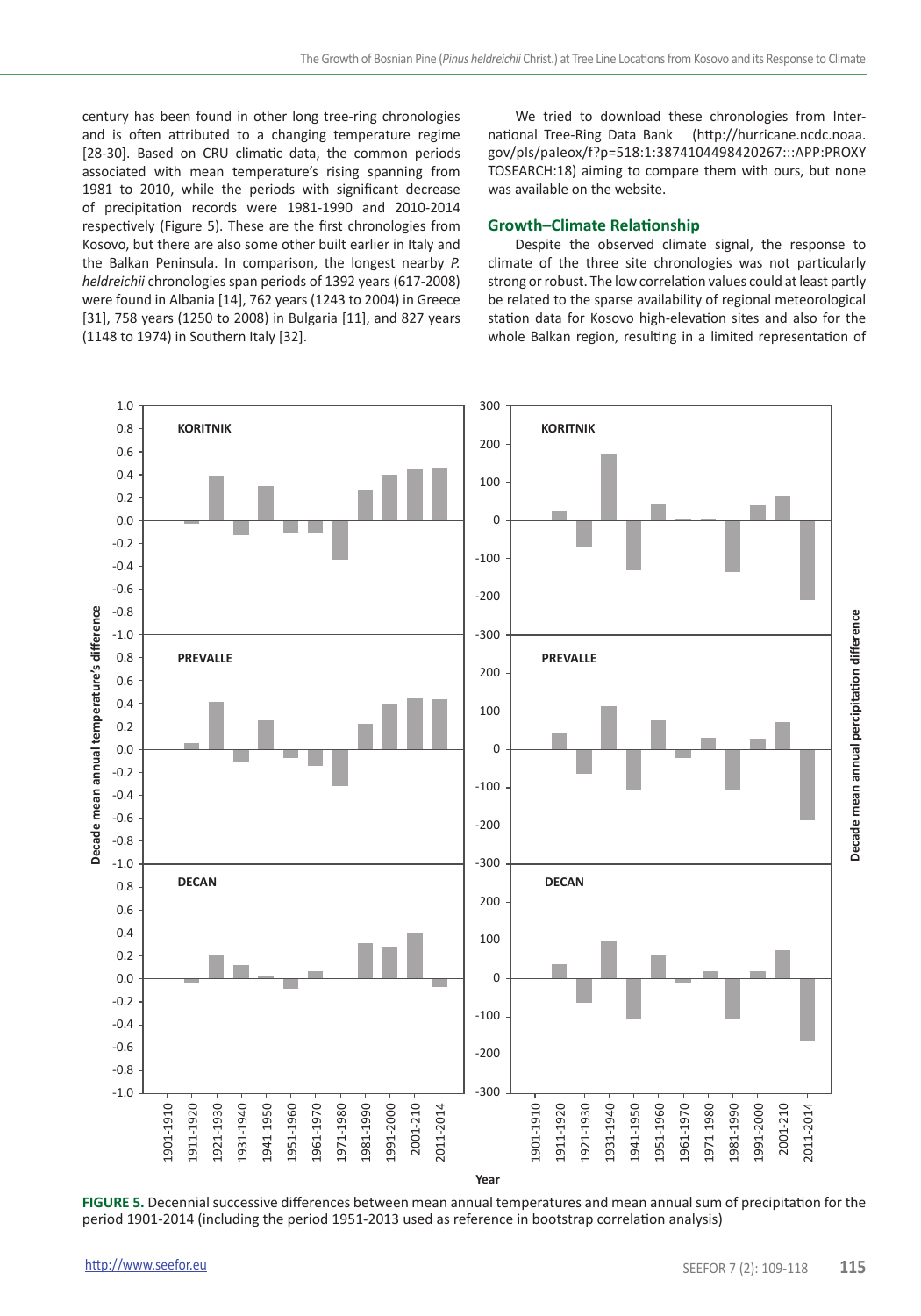century has been found in other long tree-ring chronologies and is often attributed to a changing temperature regime [28-30]. Based on CRU climatic data, the common periods associated with mean temperature's rising spanning from 1981 to 2010, while the periods with significant decrease of precipitation records were 1981-1990 and 2010-2014 respectively (Figure 5). These are the first chronologies from Kosovo, but there are also some other built earlier in Italy and the Balkan Peninsula. In comparison, the longest nearby *P. heldreichii* chronologies span periods of 1392 years (617-2008) were found in Albania [14], 762 years (1243 to 2004) in Greece [31], 758 years (1250 to 2008) in Bulgaria [11], and 827 years (1148 to 1974) in Southern Italy [32].

We tried to download these chronologies from International Tree-Ring Data Bank (http://hurricane.ncdc.noaa.gov/pls/paleox/f?p=518:1:3874104498420267:::APP:PROXYTOSEARCH:18) aiming to compare them with ours, but none was available on the website.

### Growth–Climate Relationship

Despite the observed climate signal, the response to climate of the three site chronologies was not particularly strong or robust. The low correlation values could at least partly be related to the sparse availability of regional meteorological station data for Kosovo high-elevation sites and also for the whole Balkan region, resulting in a limited representation of

**FIGURE 5.** Decennial successive differences between mean annual temperatures and mean annual sum of precipitation for the period 1901-2014 (including the period 1951-2013 used as reference in bootstrap correlation analysis)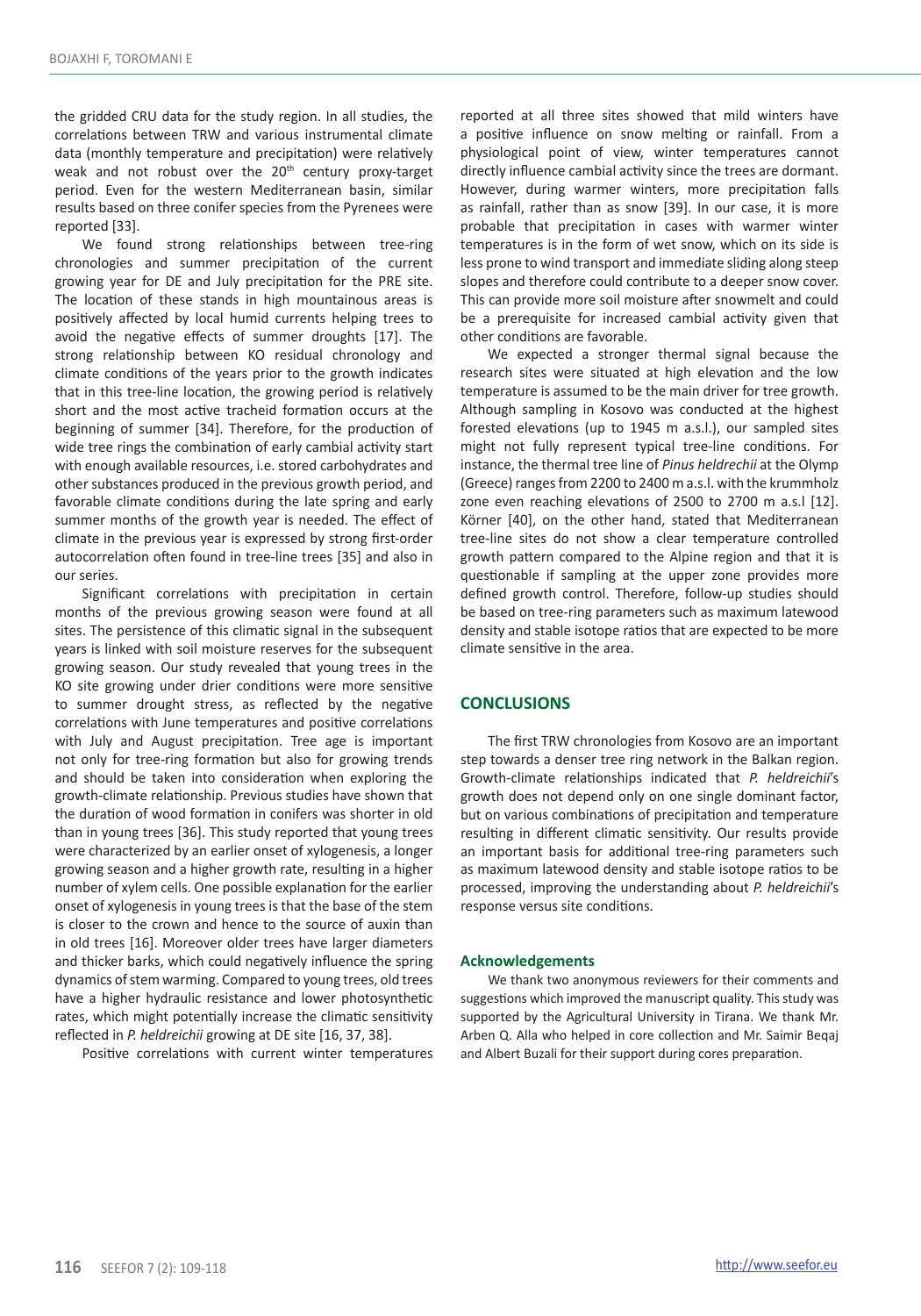the gridded CRU data for the study region. In all studies, the correlations between TRW and various instrumental climate data (monthly temperature and precipitation) were relatively weak and not robust over the 20th century proxy-target period. Even for the western Mediterranean basin, similar results based on three conifer species from the Pyrenees were reported [33].

We found strong relationships between tree-ring chronologies and summer precipitation of the current growing year for DE and July precipitation for the PRE site. The location of these stands in high mountainous areas is positively affected by local humid currents helping trees to avoid the negative effects of summer droughts [17]. The strong relationship between KO residual chronology and climate conditions of the years prior to the growth indicates that in this tree-line location, the growing period is relatively short and the most active tracheid formation occurs at the beginning of summer [34]. Therefore, for the production of wide tree rings the combination of early cambial activity start with enough available resources, i.e. stored carbohydrates and other substances produced in the previous growth period, and favorable climate conditions during the late spring and early summer months of the growth year is needed. The effect of climate in the previous year is expressed by strong first-order autocorrelation often found in tree-line trees [35] and also in our series.

Significant correlations with precipitation in certain months of the previous growing season were found at all sites. The persistence of this climatic signal in the subsequent years is linked with soil moisture reserves for the subsequent growing season. Our study revealed that young trees in the KO site growing under drier conditions were more sensitive to summer drought stress, as reflected by the negative correlations with June temperatures and positive correlations with July and August precipitation. Tree age is important not only for tree-ring formation but also for growing trends and should be taken into consideration when exploring the growth-climate relationship. Previous studies have shown that the duration of wood formation in conifers was shorter in old than in young trees [36]. This study reported that young trees were characterized by an earlier onset of xylogenesis, a longer growing season and a higher growth rate, resulting in a higher number of xylem cells. One possible explanation for the earlier onset of xylogenesis in young trees is that the base of the stem is closer to the crown and hence to the source of auxin than in old trees [16]. Moreover older trees have larger diameters and thicker barks, which could negatively influence the spring dynamics of stem warming. Compared to young trees, old trees have a higher hydraulic resistance and lower photosynthetic rates, which might potentially increase the climatic sensitivity reflected in *P. heldreichii* growing at DE site [16, 37, 38].

Positive correlations with current winter temperatures reported at all three sites showed that mild winters have a positive influence on snow melting or rainfall. From a physiological point of view, winter temperatures cannot directly influence cambial activity since the trees are dormant. However, during warmer winters, more precipitation falls as rainfall, rather than as snow [39]. In our case, it is more probable that precipitation in cases with warmer winter temperatures is in the form of wet snow, which on its side is less prone to wind transport and immediate sliding along steep slopes and therefore could contribute to a deeper snow cover. This can provide more soil moisture after snowmelt and could be a prerequisite for increased cambial activity given that other conditions are favorable.

We expected a stronger thermal signal because the research sites were situated at high elevation and the low temperature is assumed to be the main driver for tree growth. Although sampling in Kosovo was conducted at the highest forested elevations (up to 1945 m a.s.l.), our sampled sites might not fully represent typical tree-line conditions. For instance, the thermal tree line of *Pinus heldrechii* at the Olymp (Greece) ranges from 2200 to 2400 m a.s.l. with the krummholz zone even reaching elevations of 2500 to 2700 m a.s.l [12]. Körner [40], on the other hand, stated that Mediterranean tree-line sites do not show a clear temperature controlled growth pattern compared to the Alpine region and that it is questionable if sampling at the upper zone provides more defined growth control. Therefore, follow-up studies should be based on tree-ring parameters such as maximum latewood density and stable isotope ratios that are expected to be more climate sensitive in the area.

## CONCLUSIONS

The first TRW chronologies from Kosovo are an important step towards a denser tree ring network in the Balkan region. Growth-climate relationships indicated that *P. heldreichii*'s growth does not depend only on one single dominant factor, but on various combinations of precipitation and temperature resulting in different climatic sensitivity. Our results provide an important basis for additional tree-ring parameters such as maximum latewood density and stable isotope ratios to be processed, improving the understanding about *P. heldreichii*'s response versus site conditions.

### Acknowledgements

We thank two anonymous reviewers for their comments and suggestions which improved the manuscript quality. This study was supported by the Agricultural University in Tirana. We thank Mr. Arben Q. Alla who helped in core collection and Mr. Saimir Beqaj and Albert Buzali for their support during cores preparation.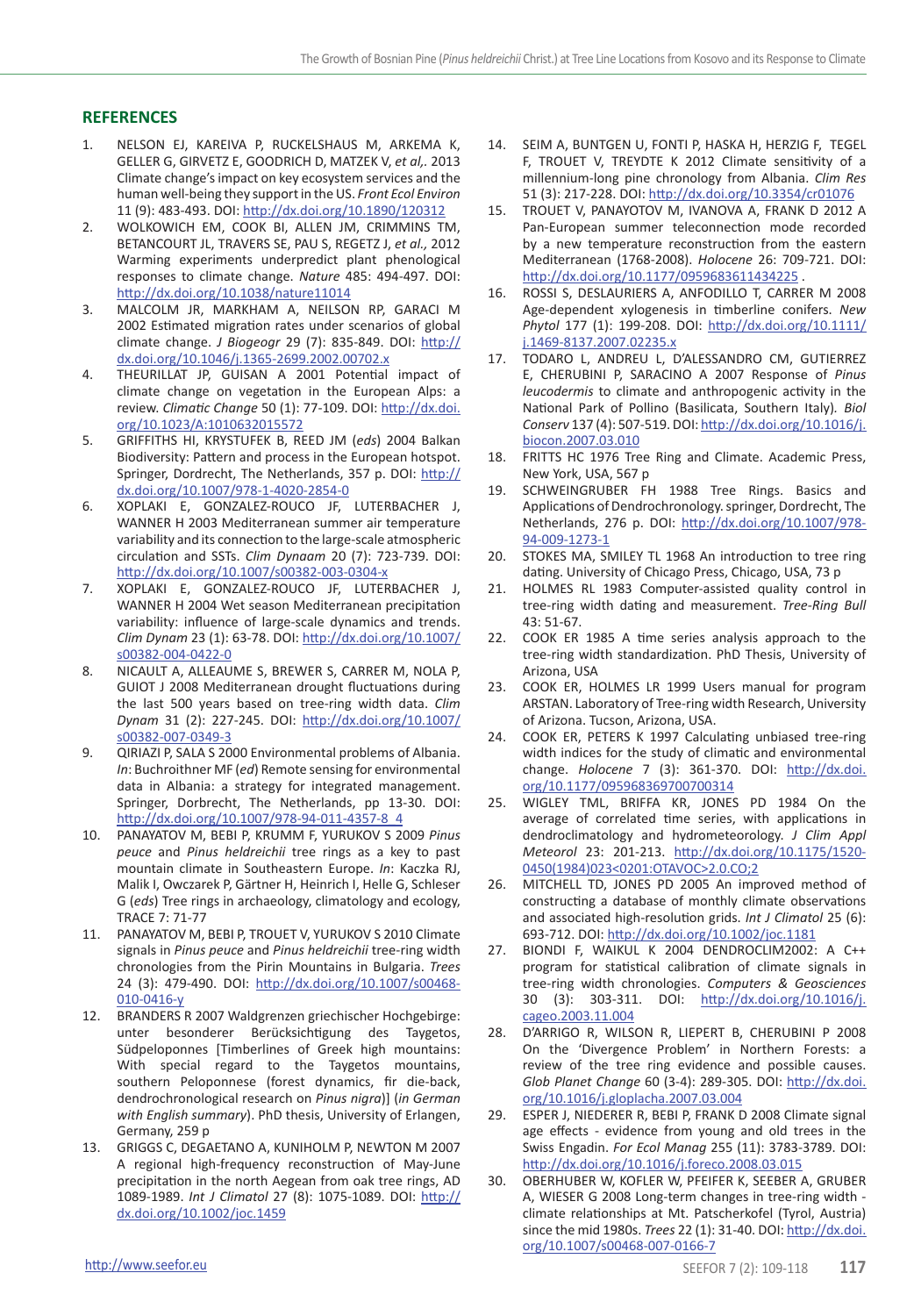## REFERENCES

1. NELSON EJ, KAREIVA P, RUCKELSHAUS M, ARKEMA K, GELLER G, GIRVETZ E, GOODRICH D, MATZEK V, *et al,.* 2013 Climate change's impact on key ecosystem services and the human well-being they support in the US. *Front Ecol Environ* 11 (9): 483-493. DOI: http://dx.doi.org/10.1890/120312
2. WOLKOWICH EM, COOK BI, ALLEN JM, CRIMMINS TM, BETANCOURT JL, TRAVERS SE, PAU S, REGETZ J, *et al.,* 2012 Warming experiments underpredict plant phenological responses to climate change. *Nature* 485: 494-497. DOI: http://dx.doi.org/10.1038/nature11014
3. MALCOLM JR, MARKHAM A, NEILSON RP, GARACI M 2002 Estimated migration rates under scenarios of global climate change. *J Biogeogr* 29 (7): 835-849. DOI: http://dx.doi.org/10.1046/j.1365-2699.2002.00702.x
4. THEURILLAT JP, GUISAN A 2001 Potential impact of climate change on vegetation in the European Alps: a review. *Climatic Change* 50 (1): 77-109. DOI: http://dx.doi.org/10.1023/A:1010632015572
5. GRIFFITHS HI, KRYSTUFEK B, REED JM (*eds*) 2004 Balkan Biodiversity: Pattern and process in the European hotspot. Springer, Dordrecht, The Netherlands, 357 p. DOI: http://dx.doi.org/10.1007/978-1-4020-2854-0
6. XOPLAKI E, GONZALEZ-ROUCO JF, LUTERBACHER J, WANNER H 2003 Mediterranean summer air temperature variability and its connection to the large-scale atmospheric circulation and SSTs. *Clim Dynaam* 20 (7): 723-739. DOI: http://dx.doi.org/10.1007/s00382-003-0304-x
7. XOPLAKI E, GONZALEZ-ROUCO JF, LUTERBACHER J, WANNER H 2004 Wet season Mediterranean precipitation variability: influence of large-scale dynamics and trends. *Clim Dynam* 23 (1): 63-78. DOI: http://dx.doi.org/10.1007/s00382-004-0422-0
8. NICAULT A, ALLEAUME S, BREWER S, CARRER M, NOLA P, GUIOT J 2008 Mediterranean drought fluctuations during the last 500 years based on tree-ring width data. *Clim Dynam* 31 (2): 227-245. DOI: http://dx.doi.org/10.1007/s00382-007-0349-3
9. QIRIAZI P, SALA S 2000 Environmental problems of Albania. *In*: Buchroithner MF (*ed*) Remote sensing for environmental data in Albania: a strategy for integrated management. Springer, Dorbrecht, The Netherlands, pp 13-30. DOI: http://dx.doi.org/10.1007/978-94-011-4357-8_4
10. PANAYATOV M, BEBI P, KRUMM F, YURUKOV S 2009 *Pinus peuce* and *Pinus heldreichii* tree rings as a key to past mountain climate in Southeastern Europe. *In*: Kaczka RJ, Malik I, Owczarek P, Gärtner H, Heinrich I, Helle G, Schleser G (*eds*) Tree rings in archaeology, climatology and ecology, TRACE 7: 71-77
11. PANAYATOV M, BEBI P, TROUET V, YURUKOV S 2010 Climate signals in *Pinus peuce* and *Pinus heldreichii* tree-ring width chronologies from the Pirin Mountains in Bulgaria. *Trees* 24 (3): 479-490. DOI: http://dx.doi.org/10.1007/s00468-010-0416-y
12. BRANDERS R 2007 Waldgrenzen griechischer Hochgebirge: unter besonderer Berücksichtigung des Taygetos, Südpeloponnes [Timberlines of Greek high mountains: With special regard to the Taygetos mountains, southern Peloponnese (forest dynamics, fir die-back, dendrochronological research on *Pinus nigra*)] (*in German with English summary*). PhD thesis, University of Erlangen, Germany, 259 p
13. GRIGGS C, DEGAETANO A, KUNIHOLM P, NEWTON M 2007 A regional high-frequency reconstruction of May-June precipitation in the north Aegean from oak tree rings, AD 1089-1989. *Int J Climatol* 27 (8): 1075-1089. DOI: http://dx.doi.org/10.1002/joc.1459
14. SEIM A, BUNTGEN U, FONTI P, HASKA H, HERZIG F, TEGEL F, TROUET V, TREYDTE K 2012 Climate sensitivity of a millennium-long pine chronology from Albania. *Clim Res* 51 (3): 217-228. DOI: http://dx.doi.org/10.3354/cr01076
15. TROUET V, PANAYOTOV M, IVANOVA A, FRANK D 2012 A Pan-European summer teleconnection mode recorded by a new temperature reconstruction from the eastern Mediterranean (1768-2008). *Holocene* 26: 709-721. DOI: http://dx.doi.org/10.1177/0959683611434225 .
16. ROSSI S, DESLAURIERS A, ANFODILLO T, CARRER M 2008 Age-dependent xylogenesis in timberline conifers. *New Phytol* 177 (1): 199-208. DOI: http://dx.doi.org/10.1111/j.1469-8137.2007.02235.x
17. TODARO L, ANDREU L, D'ALESSANDRO CM, GUTIERREZ E, CHERUBINI P, SARACINO A 2007 Response of *Pinus leucodermis* to climate and anthropogenic activity in the National Park of Pollino (Basilicata, Southern Italy). *Biol Conserv* 137 (4): 507-519. DOI: http://dx.doi.org/10.1016/j.biocon.2007.03.010
18. FRITTS HC 1976 Tree Ring and Climate. Academic Press, New York, USA, 567 p
19. SCHWEINGRUBER FH 1988 Tree Rings. Basics and Applications of Dendrochronology. springer, Dordrecht, The Netherlands, 276 p. DOI: http://dx.doi.org/10.1007/978-94-009-1273-1
20. STOKES MA, SMILEY TL 1968 An introduction to tree ring dating. University of Chicago Press, Chicago, USA, 73 p
21. HOLMES RL 1983 Computer-assisted quality control in tree-ring width dating and measurement. *Tree-Ring Bull* 43: 51-67.
22. COOK ER 1985 A time series analysis approach to the tree-ring width standardization. PhD Thesis, University of Arizona, USA
23. COOK ER, HOLMES LR 1999 Users manual for program ARSTAN. Laboratory of Tree-ring width Research, University of Arizona. Tucson, Arizona, USA.
24. COOK ER, PETERS K 1997 Calculating unbiased tree-ring width indices for the study of climatic and environmental change. *Holocene* 7 (3): 361-370. DOI: http://dx.doi.org/10.1177/095968369700700314
25. WIGLEY TML, BRIFFA KR, JONES PD 1984 On the average of correlated time series, with applications in dendroclimatology and hydrometeorology. *J Clim Appl Meteorol* 23: 201-213. http://dx.doi.org/10.1175/1520-0450(1984)023<0201:OTAVOC>2.0.CO;2
26. MITCHELL TD, JONES PD 2005 An improved method of constructing a database of monthly climate observations and associated high-resolution grids. *Int J Climatol* 25 (6): 693-712. DOI: http://dx.doi.org/10.1002/joc.1181
27. BIONDI F, WAIKUL K 2004 DENDROCLIM2002: A C++ program for statistical calibration of climate signals in tree-ring width chronologies. *Computers & Geosciences* 30 (3): 303-311. DOI: http://dx.doi.org/10.1016/j.cageo.2003.11.004
28. D'ARRIGO R, WILSON R, LIEPERT B, CHERUBINI P 2008 On the 'Divergence Problem' in Northern Forests: a review of the tree ring evidence and possible causes. *Glob Planet Change* 60 (3-4): 289-305. DOI: http://dx.doi.org/10.1016/j.gloplacha.2007.03.004
29. ESPER J, NIEDERER R, BEBI P, FRANK D 2008 Climate signal age effects - evidence from young and old trees in the Swiss Engadin. *For Ecol Manag* 255 (11): 3783-3789. DOI: http://dx.doi.org/10.1016/j.foreco.2008.03.015
30. OBERHUBER W, KOFLER W, PFEIFER K, SEEBER A, GRUBER A, WIESER G 2008 Long-term changes in tree-ring width - climate relationships at Mt. Patscherkofel (Tyrol, Austria) since the mid 1980s. *Trees* 22 (1): 31-40. DOI: http://dx.doi.org/10.1007/s00468-007-0166-7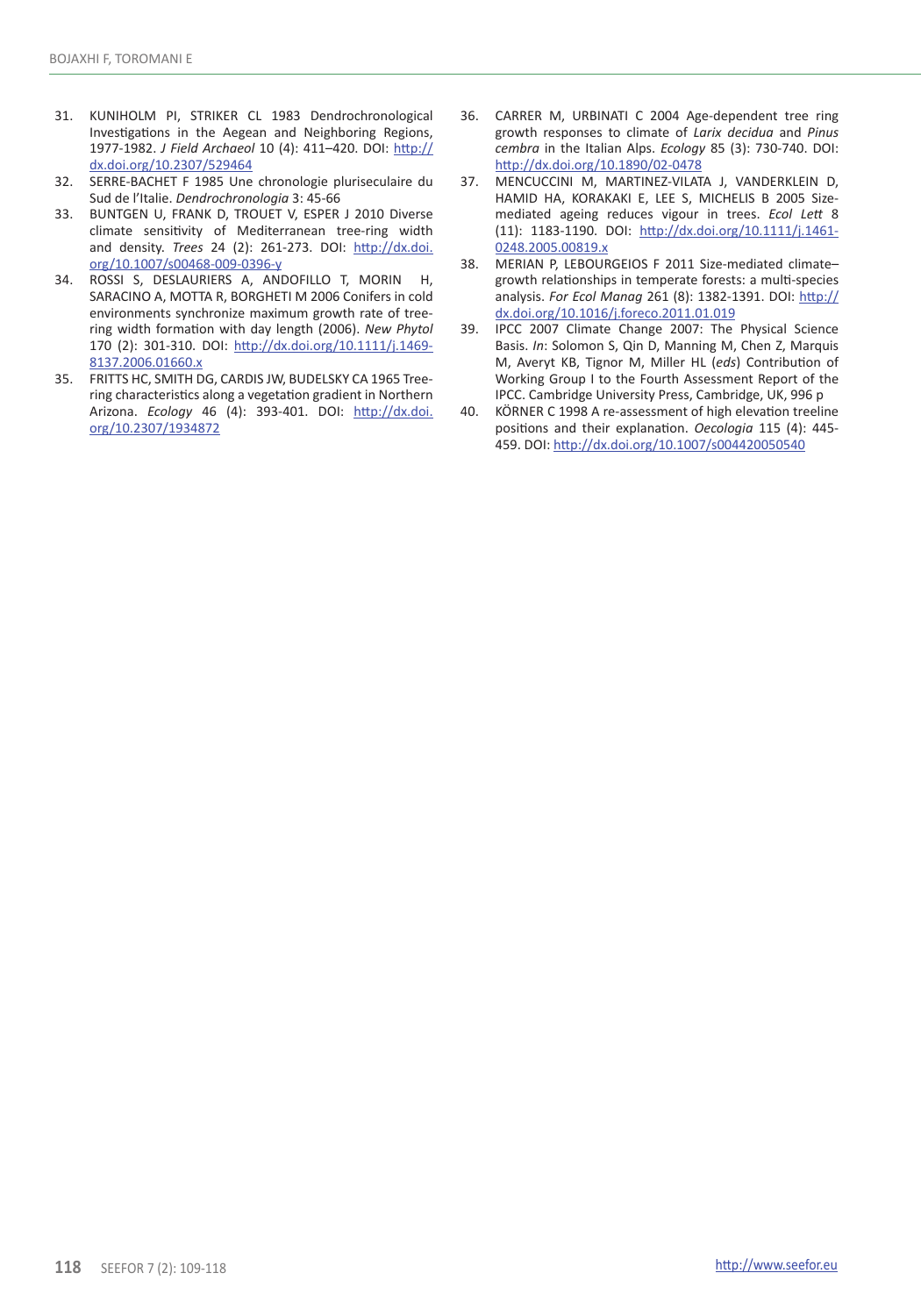31. KUNIHOLM PI, STRIKER CL 1983 Dendrochronological Investigations in the Aegean and Neighboring Regions, 1977-1982. *J Field Archaeol* 10 (4): 411–420. DOI: http://dx.doi.org/10.2307/529464
32. SERRE-BACHET F 1985 Une chronologie pluriseculaire du Sud de l'Italie. *Dendrochronologia* 3: 45-66
33. BUNTGEN U, FRANK D, TROUET V, ESPER J 2010 Diverse climate sensitivity of Mediterranean tree-ring width and density. *Trees* 24 (2): 261-273. DOI: http://dx.doi.org/10.1007/s00468-009-0396-y
34. ROSSI S, DESLAURIERS A, ANDOFILLO T, MORIN H, SARACINO A, MOTTA R, BORGHETI M 2006 Conifers in cold environments synchronize maximum growth rate of tree-ring width formation with day length (2006). *New Phytol* 170 (2): 301-310. DOI: http://dx.doi.org/10.1111/j.1469-8137.2006.01660.x
35. FRITTS HC, SMITH DG, CARDIS JW, BUDELSKY CA 1965 Tree-ring characteristics along a vegetation gradient in Northern Arizona. *Ecology* 46 (4): 393-401. DOI: http://dx.doi.org/10.2307/1934872
36. CARRER M, URBINATI C 2004 Age-dependent tree ring growth responses to climate of *Larix decidua* and *Pinus cembra* in the Italian Alps. *Ecology* 85 (3): 730-740. DOI: http://dx.doi.org/10.1890/02-0478
37. MENCUCCINI M, MARTINEZ-VILATA J, VANDERKLEIN D, HAMID HA, KORAKAKI E, LEE S, MICHELIS B 2005 Size-mediated ageing reduces vigour in trees. *Ecol Lett* 8 (11): 1183-1190. DOI: http://dx.doi.org/10.1111/j.1461-0248.2005.00819.x
38. MERIAN P, LEBOURGEIOS F 2011 Size-mediated climate–growth relationships in temperate forests: a multi-species analysis. *For Ecol Manag* 261 (8): 1382-1391. DOI: http://dx.doi.org/10.1016/j.foreco.2011.01.019
39. IPCC 2007 Climate Change 2007: The Physical Science Basis. *In*: Solomon S, Qin D, Manning M, Chen Z, Marquis M, Averyt KB, Tignor M, Miller HL (*eds*) Contribution of Working Group I to the Fourth Assessment Report of the IPCC. Cambridge University Press, Cambridge, UK, 996 p
40. KÖRNER C 1998 A re-assessment of high elevation treeline positions and their explanation. *Oecologia* 115 (4): 445-459. DOI: http://dx.doi.org/10.1007/s004420050540